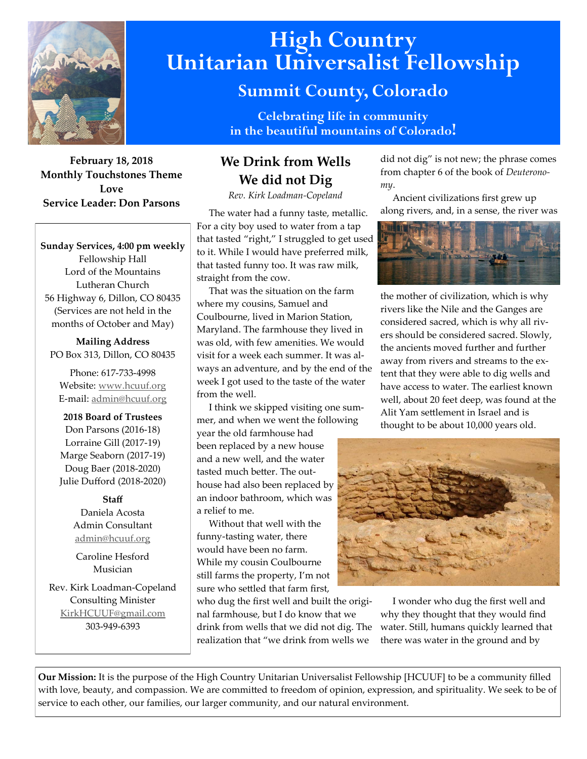# High Country Unitarian Universalist Fellowship

## Summit County, Colorado

**Celebrating life in community in the beautiful mountains of Colorado!**

**February 18, 2018**
**Monthly Touchstones Theme**
**Love**
**Service Leader: Don Parsons**

**Sunday Services, 4:00 pm weekly**
Fellowship Hall
Lord of the Mountains
Lutheran Church
56 Highway 6, Dillon, CO 80435
(Services are not held in the months of October and May)

**Mailing Address**
PO Box 313, Dillon, CO 80435

Phone: 617-733-4998
Website: www.hcuuf.org
E-mail: admin@hcuuf.org

**2018 Board of Trustees**
Don Parsons (2016-18)
Lorraine Gill (2017-19)
Marge Seaborn (2017-19)
Doug Baer (2018-2020)
Julie Dufford (2018-2020)

**Staff**
Daniela Acosta
Admin Consultant
admin@hcuuf.org

Caroline Hesford
Musician

Rev. Kirk Loadman-Copeland
Consulting Minister
KirkHCUUF@gmail.com
303-949-6393

## We Drink from Wells We did not Dig

*Rev. Kirk Loadman-Copeland*

The water had a funny taste, metallic. For a city boy used to water from a tap that tasted "right," I struggled to get used to it. While I would have preferred milk, that tasted funny too. It was raw milk, straight from the cow.

That was the situation on the farm where my cousins, Samuel and Coulbourne, lived in Marion Station, Maryland. The farmhouse they lived in was old, with few amenities. We would visit for a week each summer. It was always an adventure, and by the end of the week I got used to the taste of the water from the well.

I think we skipped visiting one summer, and when we went the following year the old farmhouse had been replaced by a new house and a new well, and the water tasted much better. The outhouse had also been replaced by an indoor bathroom, which was a relief to me.

Without that well with the funny-tasting water, there would have been no farm. While my cousin Coulbourne still farms the property, I'm not sure who settled that farm first, who dug the first well and built the original farmhouse, but I do know that we drink from wells that we did not dig. The realization that "we drink from wells we did not dig" is not new; the phrase comes from chapter 6 of the book of *Deuteronomy*.

Ancient civilizations first grew up along rivers, and, in a sense, the river was the mother of civilization, which is why rivers like the Nile and the Ganges are considered sacred, which is why all rivers should be considered sacred. Slowly, the ancients moved further and further away from rivers and streams to the extent that they were able to dig wells and have access to water. The earliest known well, about 20 feet deep, was found at the Alit Yam settlement in Israel and is thought to be about 10,000 years old.

I wonder who dug the first well and why they thought that they would find water. Still, humans quickly learned that there was water in the ground and by

**Our Mission:** It is the purpose of the High Country Unitarian Universalist Fellowship [HCUUF] to be a community filled with love, beauty, and compassion. We are committed to freedom of opinion, expression, and spirituality. We seek to be of service to each other, our families, our larger community, and our natural environment.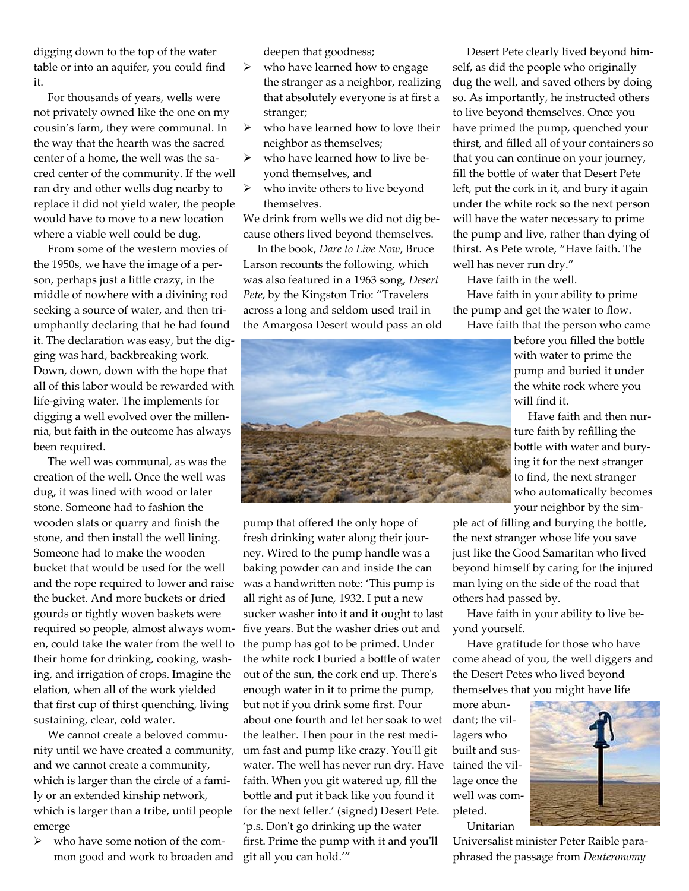digging down to the top of the water table or into an aquifer, you could find it.

For thousands of years, wells were not privately owned like the one on my cousin's farm, they were communal. In the way that the hearth was the sacred center of a home, the well was the sacred center of the community. If the well ran dry and other wells dug nearby to replace it did not yield water, the people would have to move to a new location where a viable well could be dug.

From some of the western movies of the 1950s, we have the image of a person, perhaps just a little crazy, in the middle of nowhere with a divining rod seeking a source of water, and then triumphantly declaring that he had found it. The declaration was easy, but the digging was hard, backbreaking work. Down, down, down with the hope that all of this labor would be rewarded with life-giving water. The implements for digging a well evolved over the millennia, but faith in the outcome has always been required.

The well was communal, as was the creation of the well. Once the well was dug, it was lined with wood or later stone. Someone had to fashion the wooden slats or quarry and finish the stone, and then install the well lining. Someone had to make the wooden bucket that would be used for the well and the rope required to lower and raise the bucket. And more buckets or dried gourds or tightly woven baskets were required so people, almost always women, could take the water from the well to their home for drinking, cooking, washing, and irrigation of crops. Imagine the elation, when all of the work yielded that first cup of thirst quenching, living sustaining, clear, cold water.

We cannot create a beloved community until we have created a community, and we cannot create a community, which is larger than the circle of a family or an extended kinship network, which is larger than a tribe, until people emerge

- who have some notion of the common good and work to broaden and deepen that goodness;
- who have learned how to engage the stranger as a neighbor, realizing that absolutely everyone is at first a stranger;
- who have learned how to love their neighbor as themselves;
- who have learned how to live beyond themselves, and
- who invite others to live beyond themselves.

We drink from wells we did not dig because others lived beyond themselves.

In the book, *Dare to Live Now*, Bruce Larson recounts the following, which was also featured in a 1963 song, *Desert Pete*, by the Kingston Trio: "Travelers across a long and seldom used trail in the Amargosa Desert would pass an old pump that offered the only hope of fresh drinking water along their journey. Wired to the pump handle was a baking powder can and inside the can was a handwritten note: 'This pump is all right as of June, 1932. I put a new sucker washer into it and it ought to last five years. But the washer dries out and the pump has got to be primed. Under the white rock I buried a bottle of water out of the sun, the cork end up. There's enough water in it to prime the pump, but not if you drink some first. Pour about one fourth and let her soak to wet the leather. Then pour in the rest medium fast and pump like crazy. You'll git water. The well has never run dry. Have faith. When you git watered up, fill the bottle and put it back like you found it for the next feller.' (signed) Desert Pete. 'p.s. Don't go drinking up the water first. Prime the pump with it and you'll git all you can hold.'"

Desert Pete clearly lived beyond himself, as did the people who originally dug the well, and saved others by doing so. As importantly, he instructed others to live beyond themselves. Once you have primed the pump, quenched your thirst, and filled all of your containers so that you can continue on your journey, fill the bottle of water that Desert Pete left, put the cork in it, and bury it again under the white rock so the next person will have the water necessary to prime the pump and live, rather than dying of thirst. As Pete wrote, "Have faith. The well has never run dry."

Have faith in the well.

Have faith in your ability to prime the pump and get the water to flow.

Have faith that the person who came before you filled the bottle with water to prime the pump and buried it under the white rock where you will find it.

Have faith and then nurture faith by refilling the bottle with water and burying it for the next stranger to find, the next stranger who automatically becomes your neighbor by the simple act of filling and burying the bottle, the next stranger whose life you save just like the Good Samaritan who lived beyond himself by caring for the injured man lying on the side of the road that others had passed by.

Have faith in your ability to live beyond yourself.

Have gratitude for those who have come ahead of you, the well diggers and the Desert Petes who lived beyond themselves that you might have life more abundant; the villagers who built and sustained the village once the well was completed.

Unitarian Universalist minister Peter Raible paraphrased the passage from *Deuteronomy*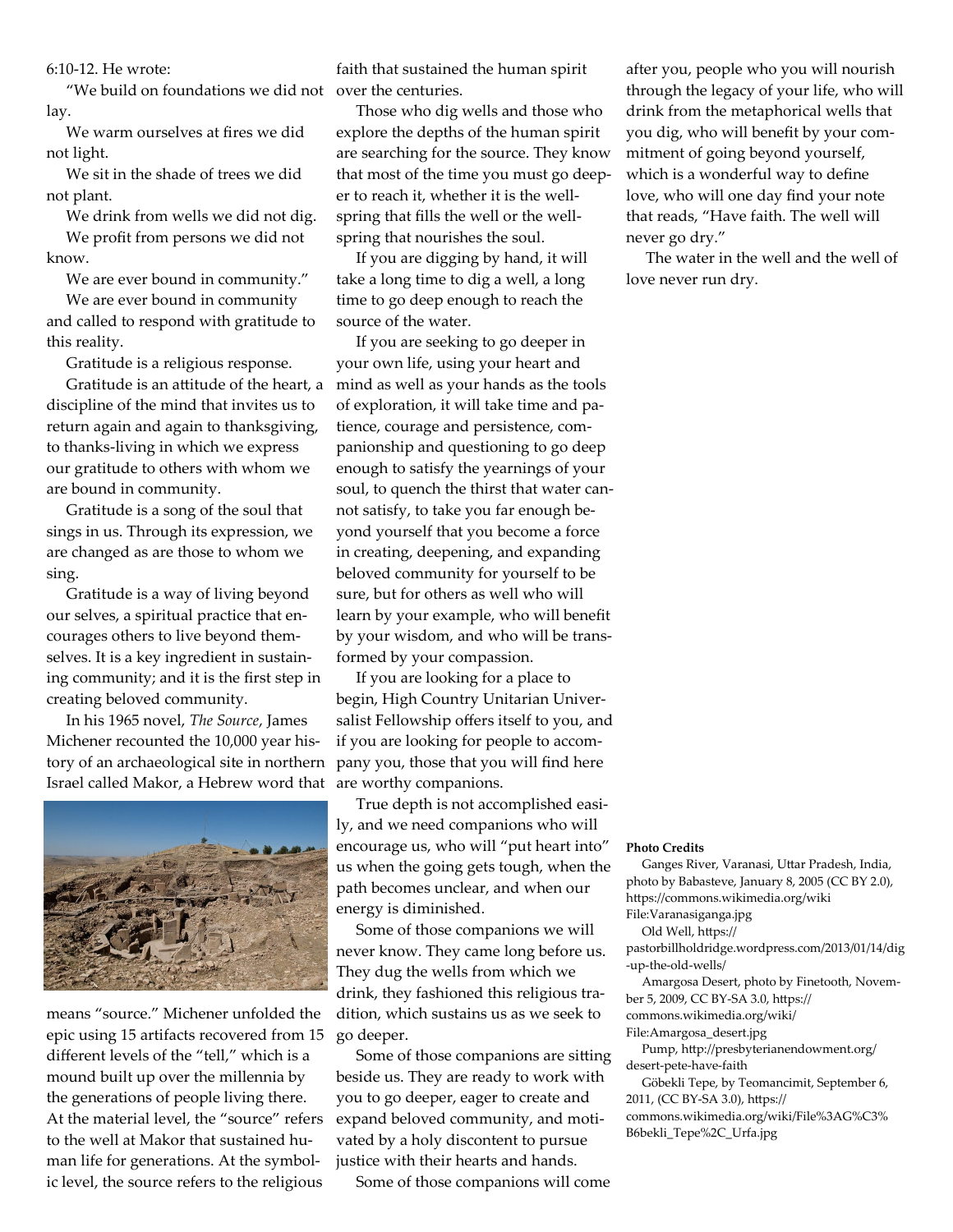6:10-12. He wrote:

"We build on foundations we did not lay.

We warm ourselves at fires we did not light.

We sit in the shade of trees we did not plant.

We drink from wells we did not dig.

We profit from persons we did not know.

We are ever bound in community."

We are ever bound in community and called to respond with gratitude to this reality.

Gratitude is a religious response.

Gratitude is an attitude of the heart, a discipline of the mind that invites us to return again and again to thanksgiving, to thanks-living in which we express our gratitude to others with whom we are bound in community.

Gratitude is a song of the soul that sings in us. Through its expression, we are changed as are those to whom we sing.

Gratitude is a way of living beyond our selves, a spiritual practice that encourages others to live beyond themselves. It is a key ingredient in sustaining community; and it is the first step in creating beloved community.

In his 1965 novel, *The Source*, James Michener recounted the 10,000 year history of an archaeological site in northern Israel called Makor, a Hebrew word that means "source." Michener unfolded the epic using 15 artifacts recovered from 15 different levels of the "tell," which is a mound built up over the millennia by the generations of people living there. At the material level, the "source" refers to the well at Makor that sustained human life for generations. At the symbolic level, the source refers to the religious faith that sustained the human spirit over the centuries.

Those who dig wells and those who explore the depths of the human spirit are searching for the source. They know that most of the time you must go deeper to reach it, whether it is the wellspring that fills the well or the wellspring that nourishes the soul.

If you are digging by hand, it will take a long time to dig a well, a long time to go deep enough to reach the source of the water.

If you are seeking to go deeper in your own life, using your heart and mind as well as your hands as the tools of exploration, it will take time and patience, courage and persistence, companionship and questioning to go deep enough to satisfy the yearnings of your soul, to quench the thirst that water cannot satisfy, to take you far enough beyond yourself that you become a force in creating, deepening, and expanding beloved community for yourself to be sure, but for others as well who will learn by your example, who will benefit by your wisdom, and who will be transformed by your compassion.

If you are looking for a place to begin, High Country Unitarian Universalist Fellowship offers itself to you, and if you are looking for people to accompany you, those that you will find here are worthy companions.

True depth is not accomplished easily, and we need companions who will encourage us, who will "put heart into" us when the going gets tough, when the path becomes unclear, and when our energy is diminished.

Some of those companions we will never know. They came long before us. They dug the wells from which we drink, they fashioned this religious tradition, which sustains us as we seek to go deeper.

Some of those companions are sitting beside us. They are ready to work with you to go deeper, eager to create and expand beloved community, and motivated by a holy discontent to pursue justice with their hearts and hands.

Some of those companions will come after you, people who you will nourish through the legacy of your life, who will drink from the metaphorical wells that you dig, who will benefit by your commitment of going beyond yourself, which is a wonderful way to define love, who will one day find your note that reads, "Have faith. The well will never go dry."

The water in the well and the well of love never run dry.

**Photo Credits**

Ganges River, Varanasi, Uttar Pradesh, India, photo by Babasteve, January 8, 2005 (CC BY 2.0), https://commons.wikimedia.org/wiki File:Varanasiganga.jpg

Old Well, https://pastorbillholdridge.wordpress.com/2013/01/14/dig-up-the-old-wells/

Amargosa Desert, photo by Finetooth, November 5, 2009, CC BY-SA 3.0, https://commons.wikimedia.org/wiki/File:Amargosa_desert.jpg

Pump, http://presbyterianendowment.org/desert-pete-have-faith

Göbekli Tepe, by Teomancimit, September 6, 2011, (CC BY-SA 3.0), https://commons.wikimedia.org/wiki/File%3AG%C3%B6bekli_Tepe%2C_Urfa.jpg